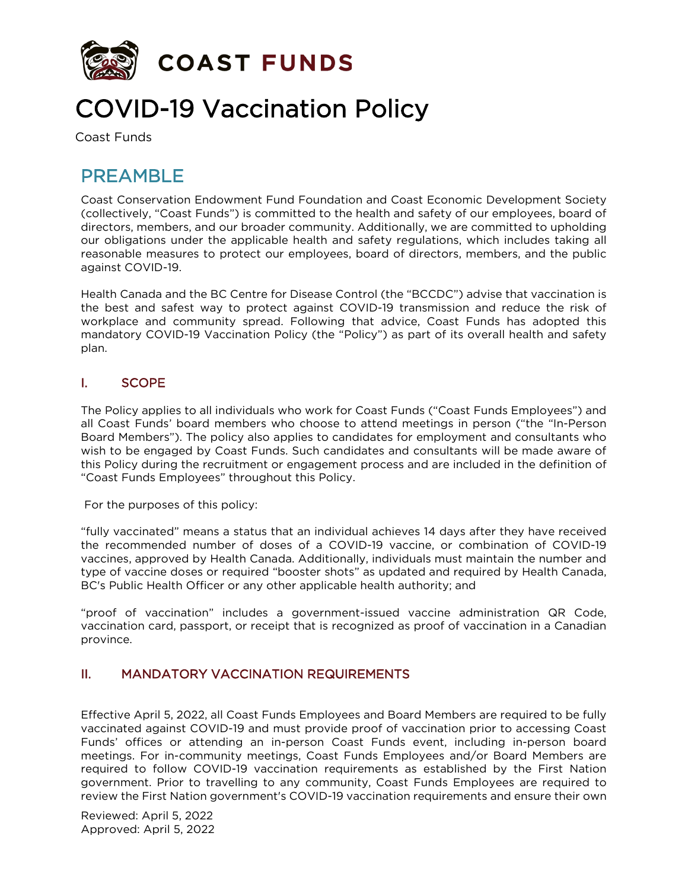COAST FUNDS

# COVID-19 Vaccination Policy

Coast Funds

## PREAMBLE

Coast Conservation Endowment Fund Foundation and Coast Economic Development Society (collectively, "Coast Funds") is committed to the health and safety of our employees, board of directors, members, and our broader community. Additionally, we are committed to upholding our obligations under the applicable health and safety regulations, which includes taking all reasonable measures to protect our employees, board of directors, members, and the public against COVID-19.

Health Canada and the BC Centre for Disease Control (the "BCCDC") advise that vaccination is the best and safest way to protect against COVID-19 transmission and reduce the risk of workplace and community spread. Following that advice, Coast Funds has adopted this mandatory COVID-19 Vaccination Policy (the "Policy") as part of its overall health and safety plan.

### I. SCOPE

The Policy applies to all individuals who work for Coast Funds ("Coast Funds Employees") and all Coast Funds' board members who choose to attend meetings in person ("the "In-Person Board Members"). The policy also applies to candidates for employment and consultants who wish to be engaged by Coast Funds. Such candidates and consultants will be made aware of this Policy during the recruitment or engagement process and are included in the definition of "Coast Funds Employees" throughout this Policy.

For the purposes of this policy:

"fully vaccinated" means a status that an individual achieves 14 days after they have received the recommended number of doses of a COVID-19 vaccine, or combination of COVID-19 vaccines, approved by Health Canada. Additionally, individuals must maintain the number and type of vaccine doses or required "booster shots" as updated and required by Health Canada, BC's Public Health Officer or any other applicable health authority; and

"proof of vaccination" includes a government-issued vaccine administration QR Code, vaccination card, passport, or receipt that is recognized as proof of vaccination in a Canadian province.

### II. MANDATORY VACCINATION REQUIREMENTS

Effective April 5, 2022, all Coast Funds Employees and Board Members are required to be fully vaccinated against COVID-19 and must provide proof of vaccination prior to accessing Coast Funds' offices or attending an in-person Coast Funds event, including in-person board meetings. For in-community meetings, Coast Funds Employees and/or Board Members are required to follow COVID-19 vaccination requirements as established by the First Nation government. Prior to travelling to any community, Coast Funds Employees are required to review the First Nation government's COVID-19 vaccination requirements and ensure their own

Reviewed: April 5, 2022
Approved: April 5, 2022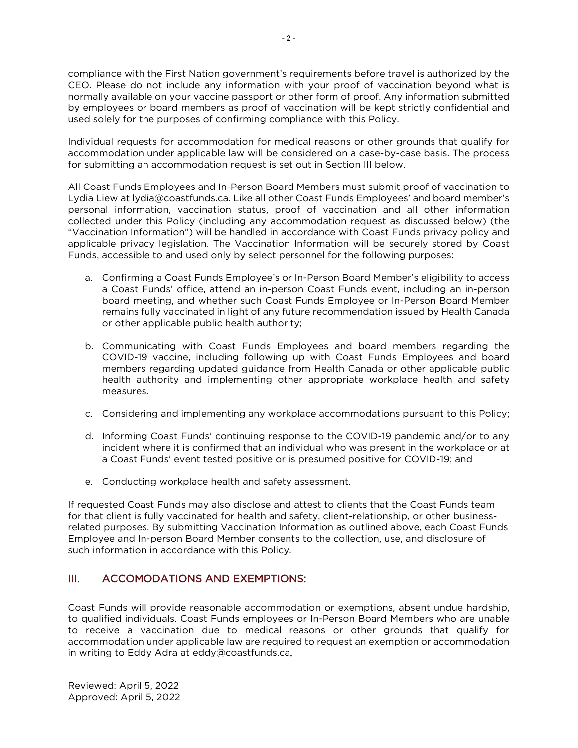compliance with the First Nation government's requirements before travel is authorized by the CEO. Please do not include any information with your proof of vaccination beyond what is normally available on your vaccine passport or other form of proof. Any information submitted by employees or board members as proof of vaccination will be kept strictly confidential and used solely for the purposes of confirming compliance with this Policy.

Individual requests for accommodation for medical reasons or other grounds that qualify for accommodation under applicable law will be considered on a case-by-case basis. The process for submitting an accommodation request is set out in Section III below.

All Coast Funds Employees and In-Person Board Members must submit proof of vaccination to Lydia Liew at lydia@coastfunds.ca. Like all other Coast Funds Employees' and board member's personal information, vaccination status, proof of vaccination and all other information collected under this Policy (including any accommodation request as discussed below) (the "Vaccination Information") will be handled in accordance with Coast Funds privacy policy and applicable privacy legislation. The Vaccination Information will be securely stored by Coast Funds, accessible to and used only by select personnel for the following purposes:

a. Confirming a Coast Funds Employee's or In-Person Board Member's eligibility to access a Coast Funds' office, attend an in-person Coast Funds event, including an in-person board meeting, and whether such Coast Funds Employee or In-Person Board Member remains fully vaccinated in light of any future recommendation issued by Health Canada or other applicable public health authority;

b. Communicating with Coast Funds Employees and board members regarding the COVID-19 vaccine, including following up with Coast Funds Employees and board members regarding updated guidance from Health Canada or other applicable public health authority and implementing other appropriate workplace health and safety measures.

c. Considering and implementing any workplace accommodations pursuant to this Policy;

d. Informing Coast Funds' continuing response to the COVID-19 pandemic and/or to any incident where it is confirmed that an individual who was present in the workplace or at a Coast Funds' event tested positive or is presumed positive for COVID-19; and

e. Conducting workplace health and safety assessment.

If requested Coast Funds may also disclose and attest to clients that the Coast Funds team for that client is fully vaccinated for health and safety, client-relationship, or other business-related purposes. By submitting Vaccination Information as outlined above, each Coast Funds Employee and In-person Board Member consents to the collection, use, and disclosure of such information in accordance with this Policy.

## III. ACCOMODATIONS AND EXEMPTIONS:

Coast Funds will provide reasonable accommodation or exemptions, absent undue hardship, to qualified individuals. Coast Funds employees or In-Person Board Members who are unable to receive a vaccination due to medical reasons or other grounds that qualify for accommodation under applicable law are required to request an exemption or accommodation in writing to Eddy Adra at eddy@coastfunds.ca.

Reviewed: April 5, 2022
Approved: April 5, 2022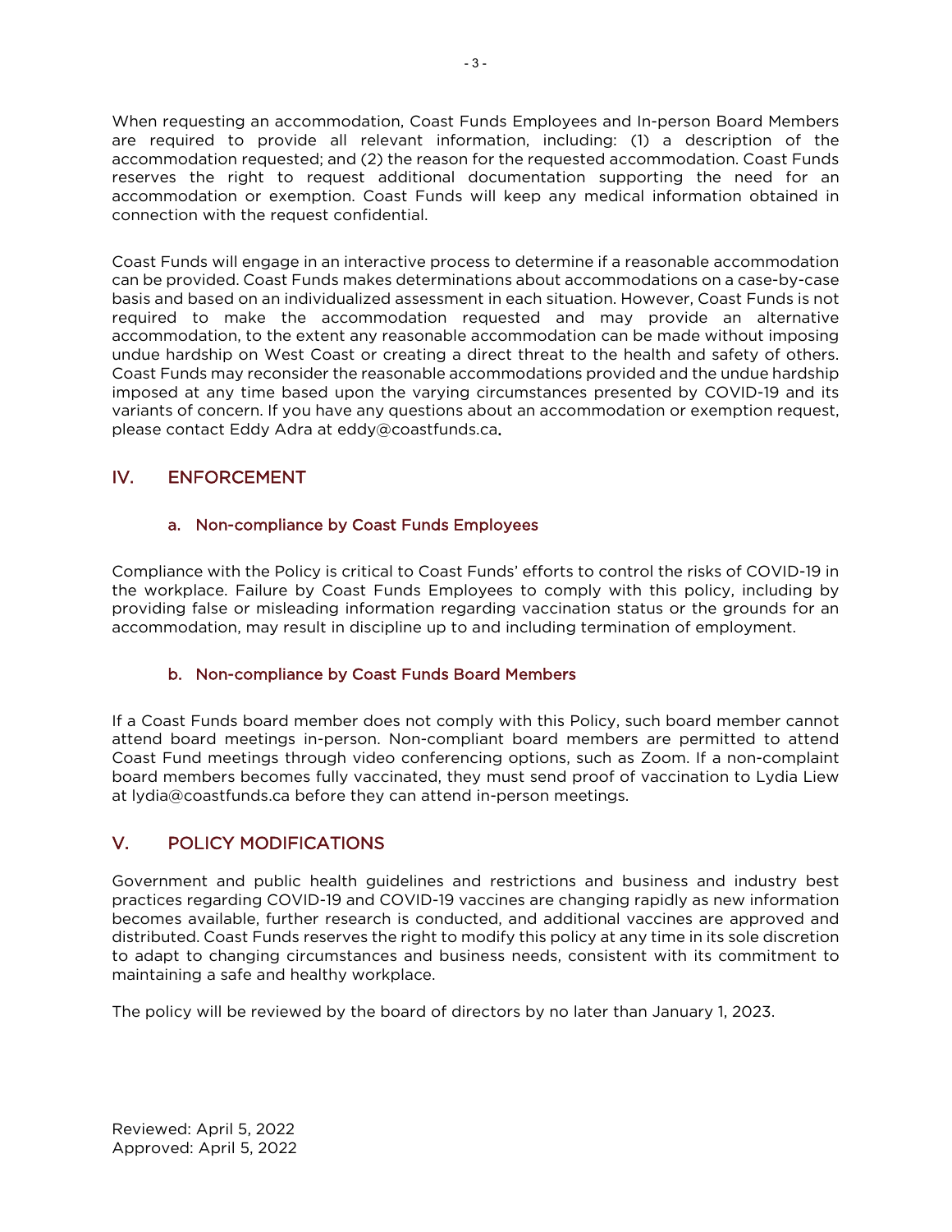When requesting an accommodation, Coast Funds Employees and In-person Board Members are required to provide all relevant information, including: (1) a description of the accommodation requested; and (2) the reason for the requested accommodation. Coast Funds reserves the right to request additional documentation supporting the need for an accommodation or exemption. Coast Funds will keep any medical information obtained in connection with the request confidential.

Coast Funds will engage in an interactive process to determine if a reasonable accommodation can be provided. Coast Funds makes determinations about accommodations on a case-by-case basis and based on an individualized assessment in each situation. However, Coast Funds is not required to make the accommodation requested and may provide an alternative accommodation, to the extent any reasonable accommodation can be made without imposing undue hardship on West Coast or creating a direct threat to the health and safety of others. Coast Funds may reconsider the reasonable accommodations provided and the undue hardship imposed at any time based upon the varying circumstances presented by COVID-19 and its variants of concern. If you have any questions about an accommodation or exemption request, please contact Eddy Adra at eddy@coastfunds.ca.

## IV. ENFORCEMENT

### a. Non-compliance by Coast Funds Employees

Compliance with the Policy is critical to Coast Funds' efforts to control the risks of COVID-19 in the workplace. Failure by Coast Funds Employees to comply with this policy, including by providing false or misleading information regarding vaccination status or the grounds for an accommodation, may result in discipline up to and including termination of employment.

### b. Non-compliance by Coast Funds Board Members

If a Coast Funds board member does not comply with this Policy, such board member cannot attend board meetings in-person. Non-compliant board members are permitted to attend Coast Fund meetings through video conferencing options, such as Zoom. If a non-complaint board members becomes fully vaccinated, they must send proof of vaccination to Lydia Liew at lydia@coastfunds.ca before they can attend in-person meetings.

## V. POLICY MODIFICATIONS

Government and public health guidelines and restrictions and business and industry best practices regarding COVID-19 and COVID-19 vaccines are changing rapidly as new information becomes available, further research is conducted, and additional vaccines are approved and distributed. Coast Funds reserves the right to modify this policy at any time in its sole discretion to adapt to changing circumstances and business needs, consistent with its commitment to maintaining a safe and healthy workplace.

The policy will be reviewed by the board of directors by no later than January 1, 2023.

Reviewed: April 5, 2022
Approved: April 5, 2022